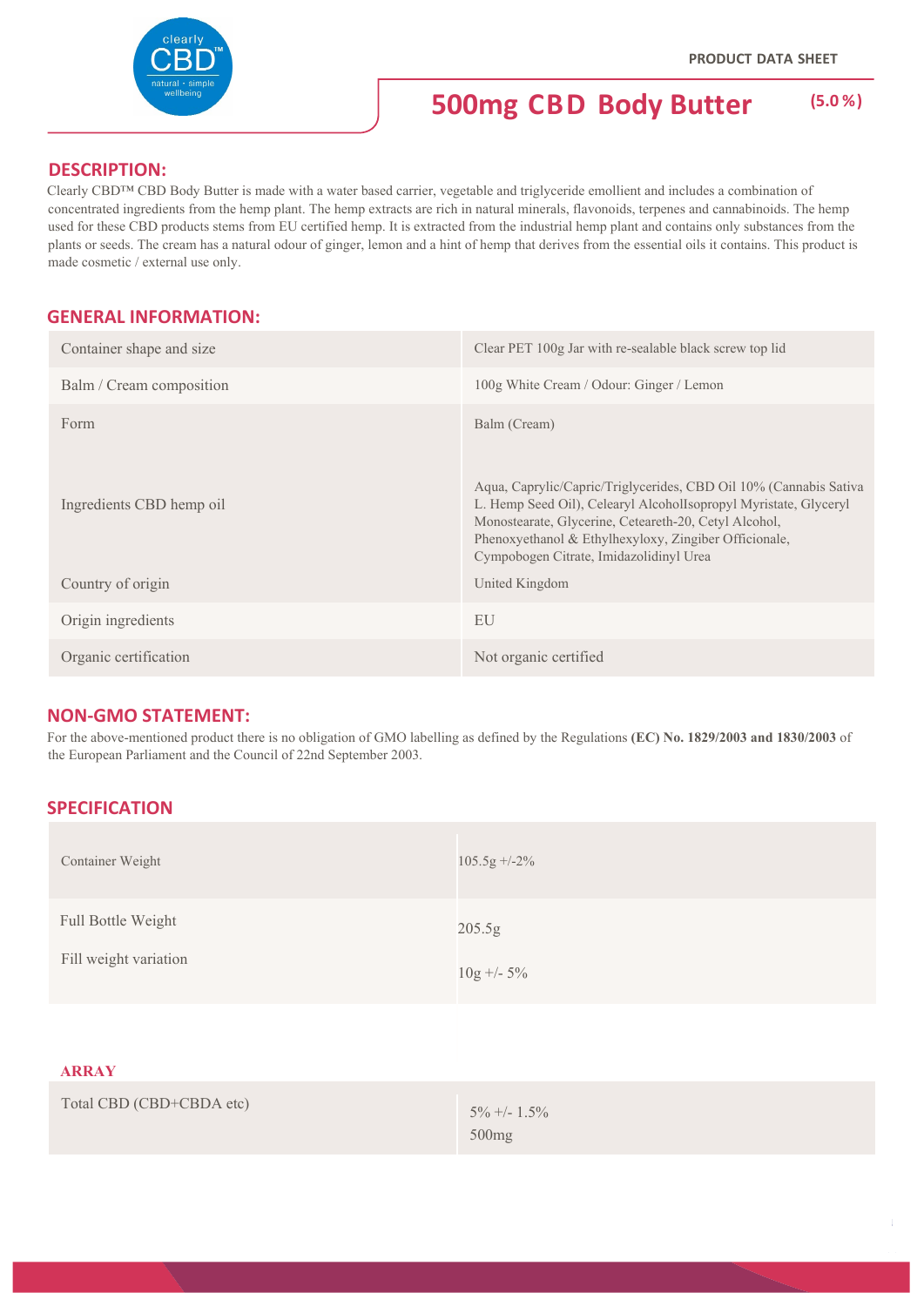PRODUCT DATA SHEET

# 500mg CBD Body Butter (5.0 %)

## DESCRIPTION:

Clearly CBD™ CBD Body Butter is made with a water based carrier, vegetable and triglyceride emollient and includes a combination of concentrated ingredients from the hemp plant. The hemp extracts are rich in natural minerals, flavonoids, terpenes and cannabinoids. The hemp used for these CBD products stems from EU certified hemp. It is extracted from the industrial hemp plant and contains only substances from the plants or seeds. The cream has a natural odour of ginger, lemon and a hint of hemp that derives from the essential oils it contains. This product is made cosmetic / external use only.

## GENERAL INFORMATION:

| | |
|---|---|
| Container shape and size | Clear PET 100g Jar with re-sealable black screw top lid |
| Balm / Cream composition | 100g White Cream / Odour: Ginger / Lemon |
| Form | Balm (Cream) |
| Ingredients CBD hemp oil | Aqua, Caprylic/Capric/Triglycerides, CBD Oil 10% (Cannabis Sativa L. Hemp Seed Oil), Celearyl AlcoholIsopropyl Myristate, Glyceryl Monostearate, Glycerine, Ceteareth-20, Cetyl Alcohol, Phenoxyethanol & Ethylhexyloxy, Zingiber Officionale, Cympobogen Citrate, Imidazolidinyl Urea |
| Country of origin | United Kingdom |
| Origin ingredients | EU |
| Organic certification | Not organic certified |

## NON-GMO STATEMENT:

For the above-mentioned product there is no obligation of GMO labelling as defined by the Regulations **(EC) No. 1829/2003 and 1830/2003** of the European Parliament and the Council of 22nd September 2003.

## SPECIFICATION

| | |
|---|---|
| Container Weight | 105.5g +/-2% |
| Full Bottle Weight | 205.5g |
| Fill weight variation | 10g +/- 5% |

### ARRAY

| | |
|---|---|
| Total CBD (CBD+CBDA etc) | 5% +/- 1.5%<br>500mg |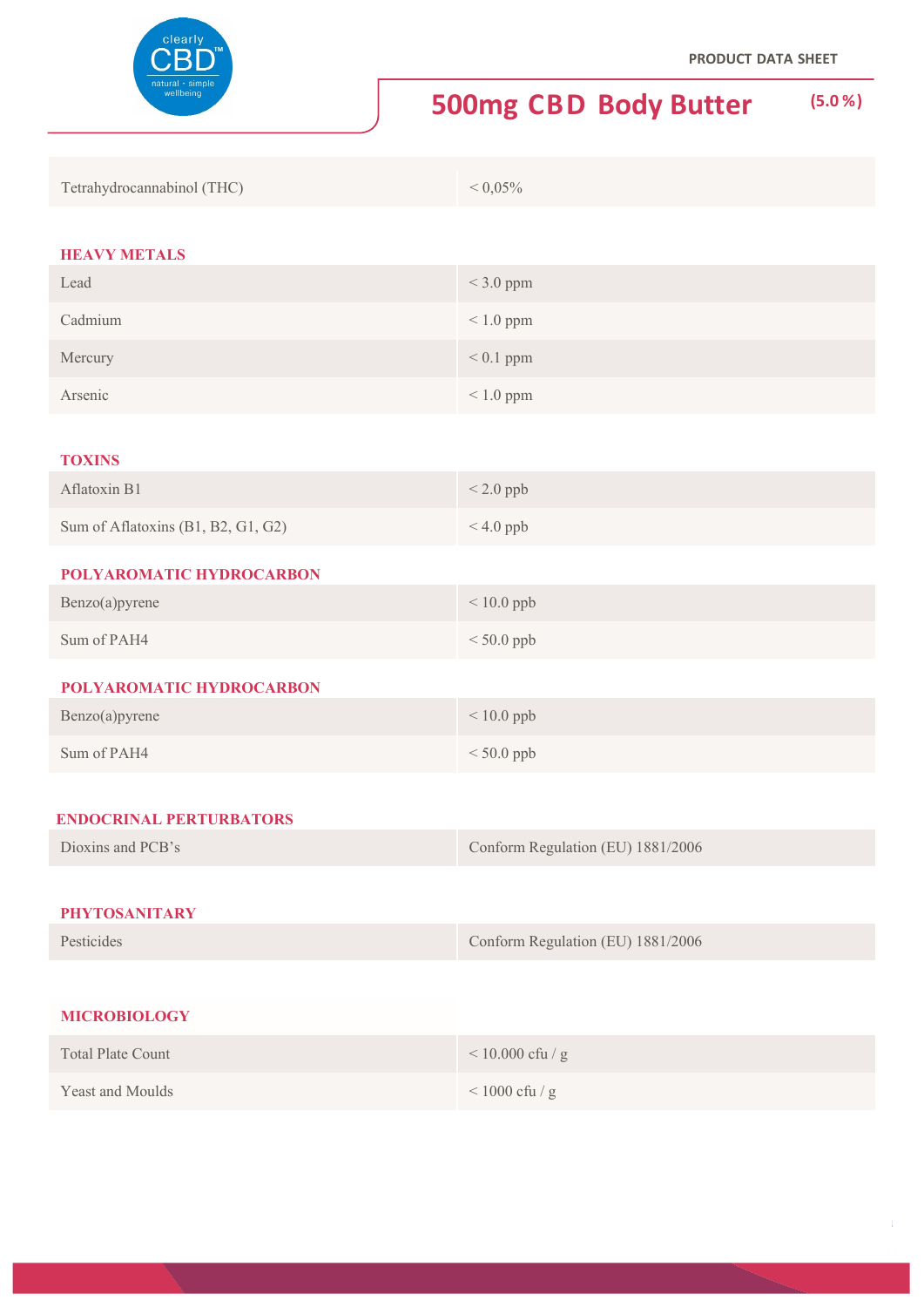PRODUCT DATA SHEET

# 500mg CBD Body Butter (5.0 %)

| | |
|---|---|
| Tetrahydrocannabinol (THC) | < 0,05% |

## HEAVY METALS

| | |
|---|---|
| Lead | < 3.0 ppm |
| Cadmium | < 1.0 ppm |
| Mercury | < 0.1 ppm |
| Arsenic | < 1.0 ppm |

## TOXINS

| | |
|---|---|
| Aflatoxin B1 | < 2.0 ppb |
| Sum of Aflatoxins (B1, B2, G1, G2) | < 4.0 ppb |

## POLYAROMATIC HYDROCARBON

| | |
|---|---|
| Benzo(a)pyrene | < 10.0 ppb |
| Sum of PAH4 | < 50.0 ppb |

## POLYAROMATIC HYDROCARBON

| | |
|---|---|
| Benzo(a)pyrene | < 10.0 ppb |
| Sum of PAH4 | < 50.0 ppb |

## ENDOCRINAL PERTURBATORS

| | |
|---|---|
| Dioxins and PCB's | Conform Regulation (EU) 1881/2006 |

## PHYTOSANITARY

| | |
|---|---|
| Pesticides | Conform Regulation (EU) 1881/2006 |

## MICROBIOLOGY

| | |
|---|---|
| Total Plate Count | < 10.000 cfu / g |
| Yeast and Moulds | < 1000 cfu / g |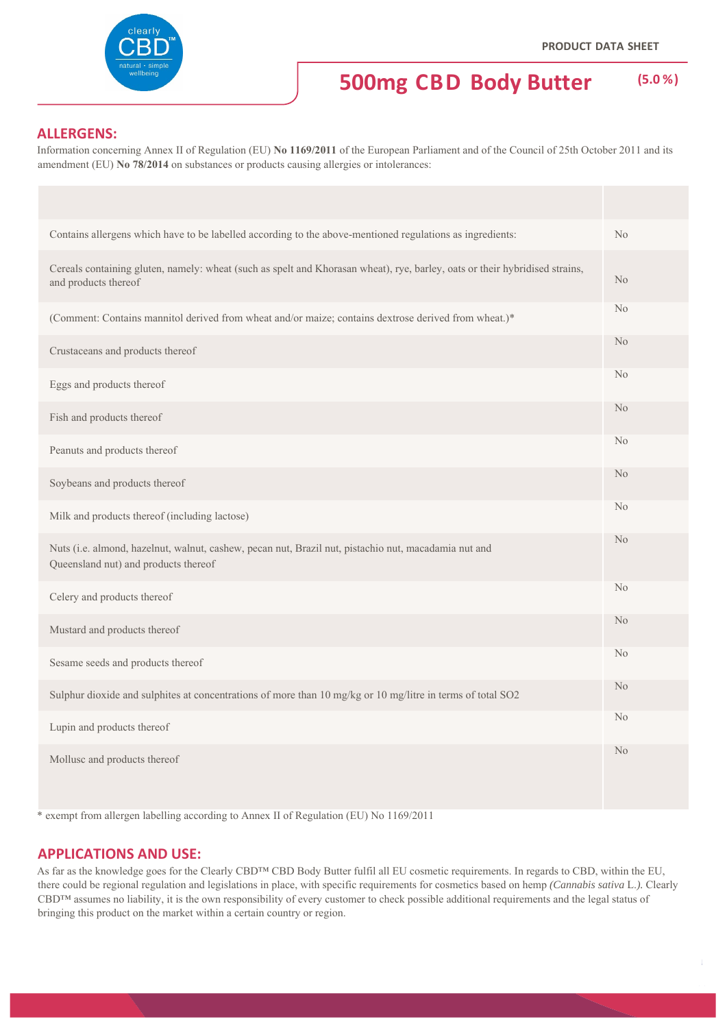PRODUCT DATA SHEET

# 500mg CBD Body Butter (5.0 %)

## ALLERGENS:

Information concerning Annex II of Regulation (EU) **No 1169/2011** of the European Parliament and of the Council of 25th October 2011 and its amendment (EU) **No 78/2014** on substances or products causing allergies or intolerances:

| | |
|---|---|
| Contains allergens which have to be labelled according to the above-mentioned regulations as ingredients: | No |
| Cereals containing gluten, namely: wheat (such as spelt and Khorasan wheat), rye, barley, oats or their hybridised strains, and products thereof | No |
| (Comment: Contains mannitol derived from wheat and/or maize; contains dextrose derived from wheat.)* | No |
| Crustaceans and products thereof | No |
| Eggs and products thereof | No |
| Fish and products thereof | No |
| Peanuts and products thereof | No |
| Soybeans and products thereof | No |
| Milk and products thereof (including lactose) | No |
| Nuts (i.e. almond, hazelnut, walnut, cashew, pecan nut, Brazil nut, pistachio nut, macadamia nut and Queensland nut) and products thereof | No |
| Celery and products thereof | No |
| Mustard and products thereof | No |
| Sesame seeds and products thereof | No |
| Sulphur dioxide and sulphites at concentrations of more than 10 mg/kg or 10 mg/litre in terms of total $SO_2$ | No |
| Lupin and products thereof | No |
| Mollusc and products thereof | No |

* exempt from allergen labelling according to Annex II of Regulation (EU) No 1169/2011

## APPLICATIONS AND USE:

As far as the knowledge goes for the Clearly CBD™ CBD Body Butter fulfil all EU cosmetic requirements. In regards to CBD, within the EU, there could be regional regulation and legislations in place, with specific requirements for cosmetics based on hemp *(Cannabis sativa* L.*)*. Clearly CBD™ assumes no liability, it is the own responsibility of every customer to check possible additional requirements and the legal status of bringing this product on the market within a certain country or region.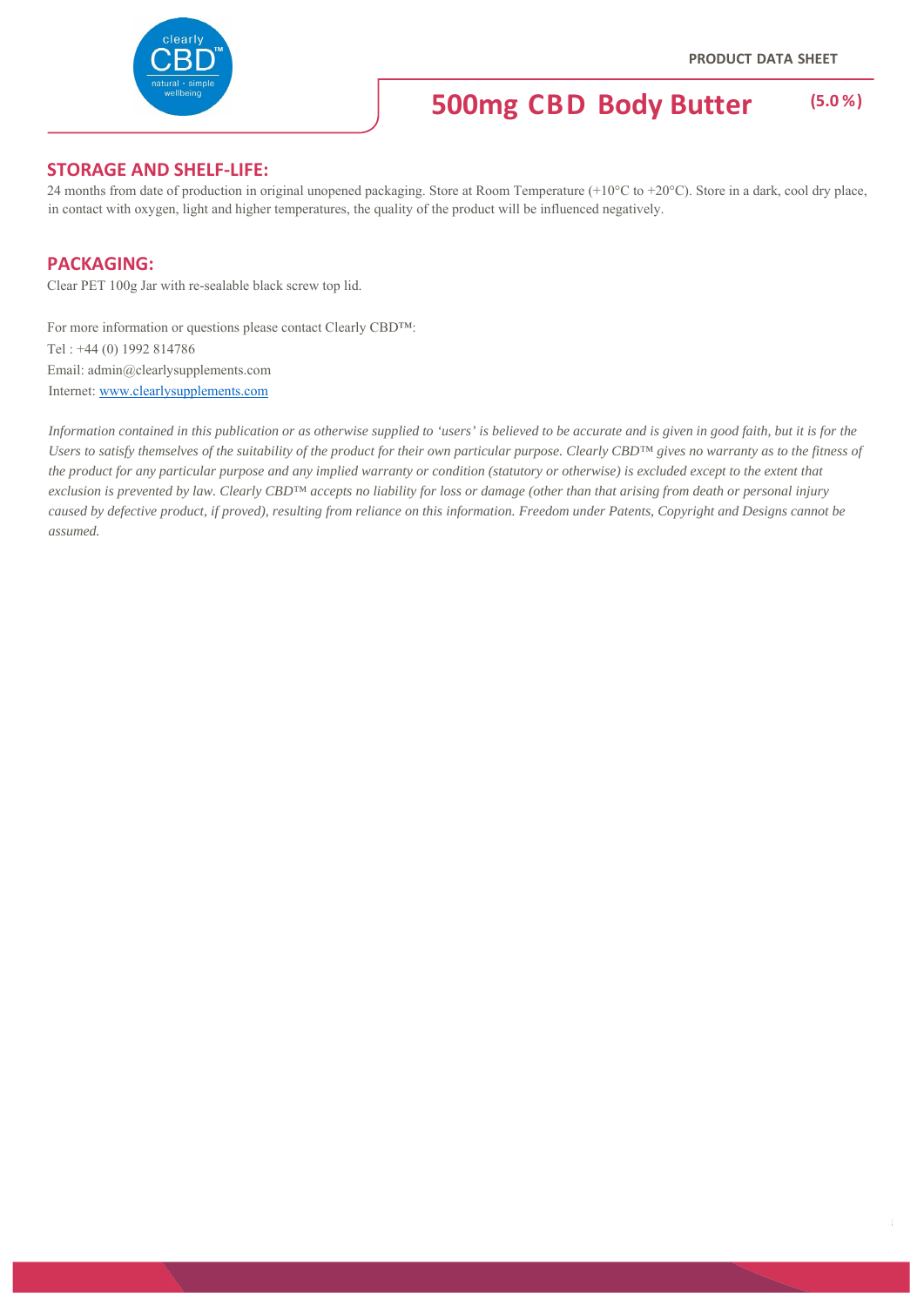## STORAGE AND SHELF-LIFE:

24 months from date of production in original unopened packaging. Store at Room Temperature (+10°C to +20°C). Store in a dark, cool dry place, in contact with oxygen, light and higher temperatures, the quality of the product will be influenced negatively.

## PACKAGING:

Clear PET 100g Jar with re-sealable black screw top lid.

For more information or questions please contact Clearly CBD™:
Tel : +44 (0) 1992 814786
Email: admin@clearlysupplements.com
Internet: www.clearlysupplements.com

*Information contained in this publication or as otherwise supplied to 'users' is believed to be accurate and is given in good faith, but it is for the Users to satisfy themselves of the suitability of the product for their own particular purpose. Clearly CBD™ gives no warranty as to the fitness of the product for any particular purpose and any implied warranty or condition (statutory or otherwise) is excluded except to the extent that exclusion is prevented by law. Clearly CBD™ accepts no liability for loss or damage (other than that arising from death or personal injury caused by defective product, if proved), resulting from reliance on this information. Freedom under Patents, Copyright and Designs cannot be assumed.*